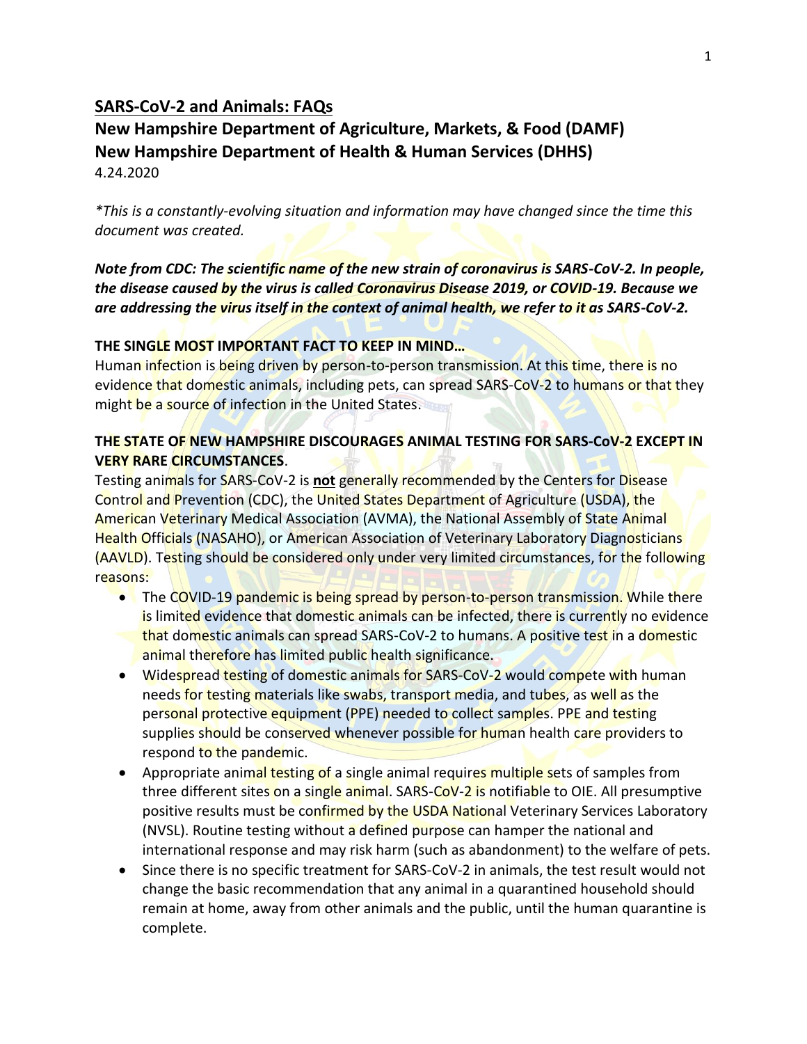## SARS-CoV-2 and Animals: FAQs

**New Hampshire Department of Agriculture, Markets, & Food (DAMF)**
**New Hampshire Department of Health & Human Services (DHHS)**
4.24.2020

*\*This is a constantly-evolving situation and information may have changed since the time this document was created.*

***Note from CDC: The scientific name of the new strain of coronavirus is SARS-CoV-2. In people, the disease caused by the virus is called Coronavirus Disease 2019, or COVID-19. Because we are addressing the virus itself in the context of animal health, we refer to it as SARS-CoV-2.***

**THE SINGLE MOST IMPORTANT FACT TO KEEP IN MIND…**

Human infection is being driven by person-to-person transmission. At this time, there is no evidence that domestic animals, including pets, can spread SARS-CoV-2 to humans or that they might be a source of infection in the United States.

**THE STATE OF NEW HAMPSHIRE DISCOURAGES ANIMAL TESTING FOR SARS-CoV-2 EXCEPT IN VERY RARE CIRCUMSTANCES**.

Testing animals for SARS-CoV-2 is **not** generally recommended by the Centers for Disease Control and Prevention (CDC), the United States Department of Agriculture (USDA), the American Veterinary Medical Association (AVMA), the National Assembly of State Animal Health Officials (NASAHO), or American Association of Veterinary Laboratory Diagnosticians (AAVLD). Testing should be considered only under very limited circumstances, for the following reasons:

- The COVID-19 pandemic is being spread by person-to-person transmission. While there is limited evidence that domestic animals can be infected, there is currently no evidence that domestic animals can spread SARS-CoV-2 to humans. A positive test in a domestic animal therefore has limited public health significance.
- Widespread testing of domestic animals for SARS-CoV-2 would compete with human needs for testing materials like swabs, transport media, and tubes, as well as the personal protective equipment (PPE) needed to collect samples. PPE and testing supplies should be conserved whenever possible for human health care providers to respond to the pandemic.
- Appropriate animal testing of a single animal requires multiple sets of samples from three different sites on a single animal. SARS-CoV-2 is notifiable to OIE. All presumptive positive results must be confirmed by the USDA National Veterinary Services Laboratory (NVSL). Routine testing without a defined purpose can hamper the national and international response and may risk harm (such as abandonment) to the welfare of pets.
- Since there is no specific treatment for SARS-CoV-2 in animals, the test result would not change the basic recommendation that any animal in a quarantined household should remain at home, away from other animals and the public, until the human quarantine is complete.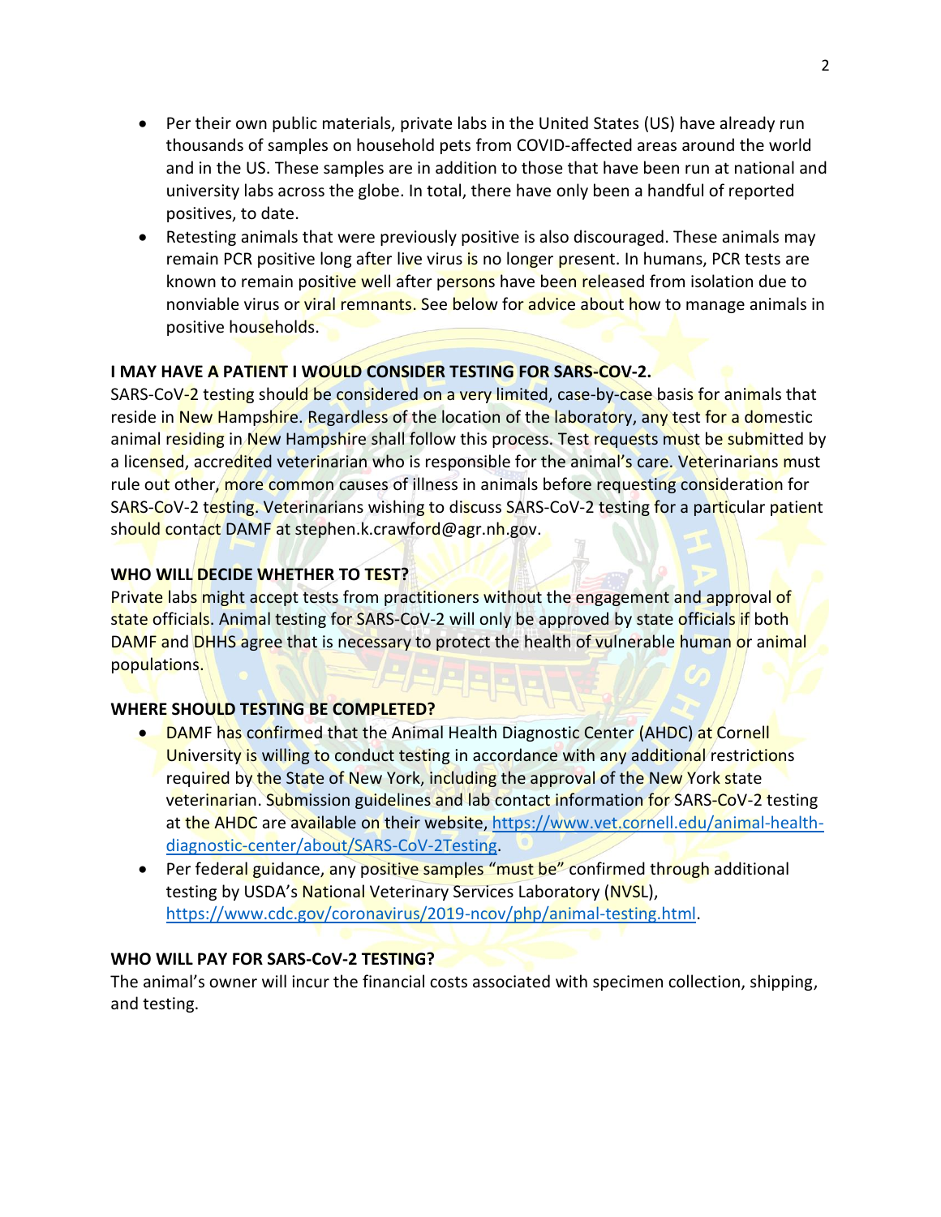- Per their own public materials, private labs in the United States (US) have already run thousands of samples on household pets from COVID-affected areas around the world and in the US. These samples are in addition to those that have been run at national and university labs across the globe. In total, there have only been a handful of reported positives, to date.
- Retesting animals that were previously positive is also discouraged. These animals may remain PCR positive long after live virus is no longer present. In humans, PCR tests are known to remain positive well after persons have been released from isolation due to nonviable virus or viral remnants. See below for advice about how to manage animals in positive households.

**I MAY HAVE A PATIENT I WOULD CONSIDER TESTING FOR SARS-COV-2.**

SARS-CoV-2 testing should be considered on a very limited, case-by-case basis for animals that reside in New Hampshire. Regardless of the location of the laboratory, any test for a domestic animal residing in New Hampshire shall follow this process. Test requests must be submitted by a licensed, accredited veterinarian who is responsible for the animal's care. Veterinarians must rule out other, more common causes of illness in animals before requesting consideration for SARS-CoV-2 testing. Veterinarians wishing to discuss SARS-CoV-2 testing for a particular patient should contact DAMF at stephen.k.crawford@agr.nh.gov.

**WHO WILL DECIDE WHETHER TO TEST?**

Private labs might accept tests from practitioners without the engagement and approval of state officials. Animal testing for SARS-CoV-2 will only be approved by state officials if both DAMF and DHHS agree that is necessary to protect the health of vulnerable human or animal populations.

**WHERE SHOULD TESTING BE COMPLETED?**

- DAMF has confirmed that the Animal Health Diagnostic Center (AHDC) at Cornell University is willing to conduct testing in accordance with any additional restrictions required by the State of New York, including the approval of the New York state veterinarian. Submission guidelines and lab contact information for SARS-CoV-2 testing at the AHDC are available on their website, https://www.vet.cornell.edu/animal-health-diagnostic-center/about/SARS-CoV-2Testing.
- Per federal guidance, any positive samples "must be" confirmed through additional testing by USDA's National Veterinary Services Laboratory (NVSL), https://www.cdc.gov/coronavirus/2019-ncov/php/animal-testing.html.

**WHO WILL PAY FOR SARS-CoV-2 TESTING?**

The animal's owner will incur the financial costs associated with specimen collection, shipping, and testing.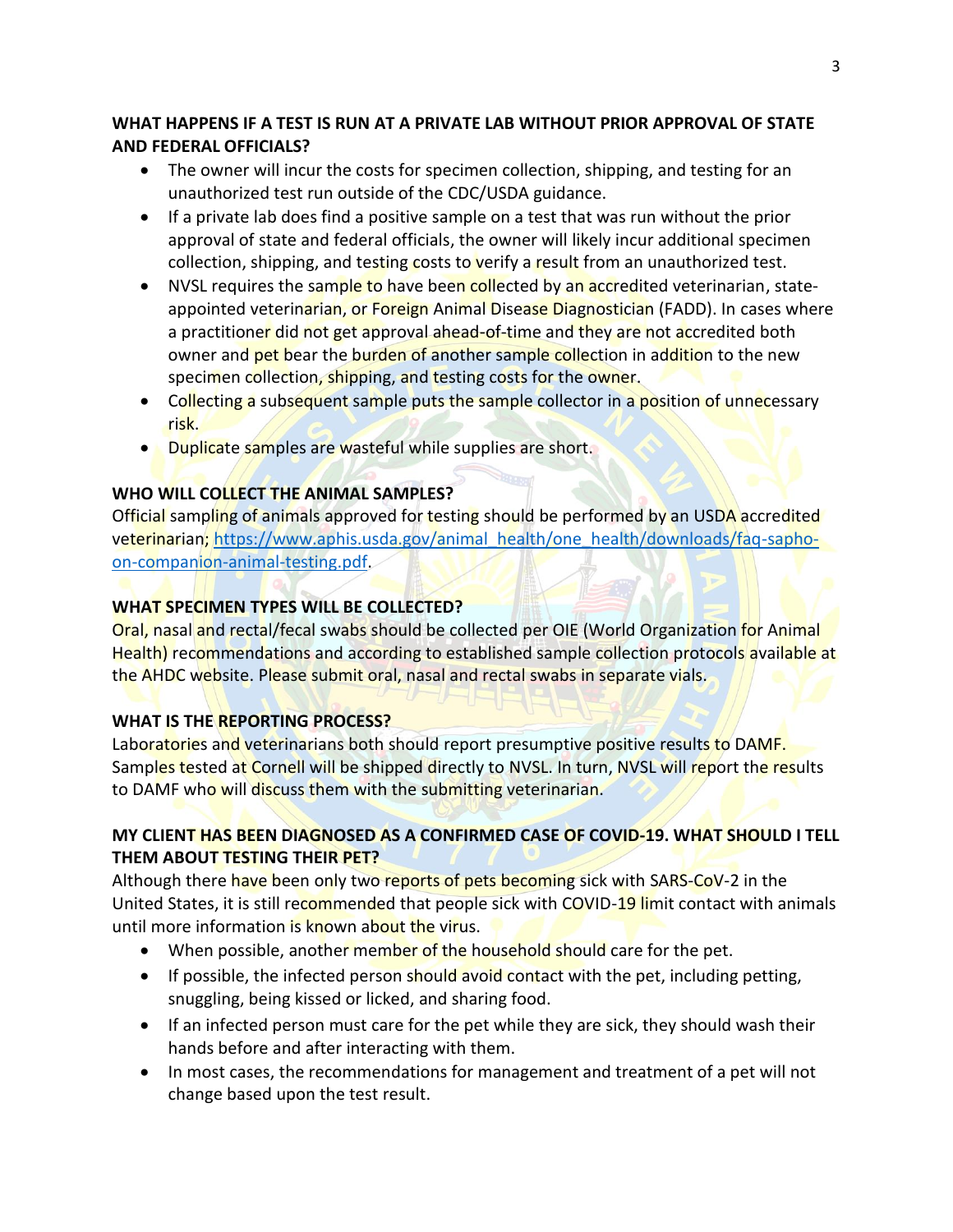**WHAT HAPPENS IF A TEST IS RUN AT A PRIVATE LAB WITHOUT PRIOR APPROVAL OF STATE AND FEDERAL OFFICIALS?**

- The owner will incur the costs for specimen collection, shipping, and testing for an unauthorized test run outside of the CDC/USDA guidance.
- If a private lab does find a positive sample on a test that was run without the prior approval of state and federal officials, the owner will likely incur additional specimen collection, shipping, and testing costs to verify a result from an unauthorized test.
- NVSL requires the sample to have been collected by an accredited veterinarian, state-appointed veterinarian, or Foreign Animal Disease Diagnostician (FADD). In cases where a practitioner did not get approval ahead-of-time and they are not accredited both owner and pet bear the burden of another sample collection in addition to the new specimen collection, shipping, and testing costs for the owner.
- Collecting a subsequent sample puts the sample collector in a position of unnecessary risk.
- Duplicate samples are wasteful while supplies are short.

**WHO WILL COLLECT THE ANIMAL SAMPLES?**

Official sampling of animals approved for testing should be performed by an USDA accredited veterinarian; https://www.aphis.usda.gov/animal_health/one_health/downloads/faq-sapho-on-companion-animal-testing.pdf.

**WHAT SPECIMEN TYPES WILL BE COLLECTED?**

Oral, nasal and rectal/fecal swabs should be collected per OIE (World Organization for Animal Health) recommendations and according to established sample collection protocols available at the AHDC website. Please submit oral, nasal and rectal swabs in separate vials.

**WHAT IS THE REPORTING PROCESS?**

Laboratories and veterinarians both should report presumptive positive results to DAMF. Samples tested at Cornell will be shipped directly to NVSL. In turn, NVSL will report the results to DAMF who will discuss them with the submitting veterinarian.

**MY CLIENT HAS BEEN DIAGNOSED AS A CONFIRMED CASE OF COVID-19. WHAT SHOULD I TELL THEM ABOUT TESTING THEIR PET?**

Although there have been only two reports of pets becoming sick with SARS-CoV-2 in the United States, it is still recommended that people sick with COVID-19 limit contact with animals until more information is known about the virus.

- When possible, another member of the household should care for the pet.
- If possible, the infected person should avoid contact with the pet, including petting, snuggling, being kissed or licked, and sharing food.
- If an infected person must care for the pet while they are sick, they should wash their hands before and after interacting with them.
- In most cases, the recommendations for management and treatment of a pet will not change based upon the test result.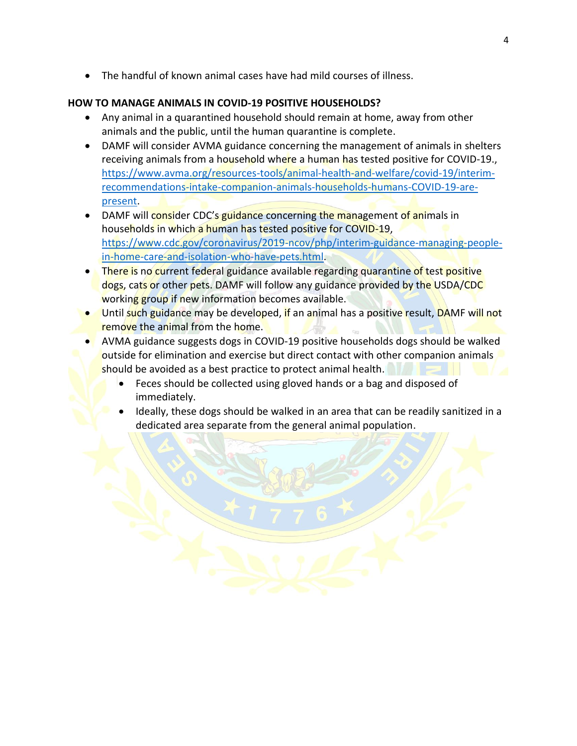- The handful of known animal cases have had mild courses of illness.

**HOW TO MANAGE ANIMALS IN COVID-19 POSITIVE HOUSEHOLDS?**

- Any animal in a quarantined household should remain at home, away from other animals and the public, until the human quarantine is complete.
- DAMF will consider AVMA guidance concerning the management of animals in shelters receiving animals from a household where a human has tested positive for COVID-19., https://www.avma.org/resources-tools/animal-health-and-welfare/covid-19/interim-recommendations-intake-companion-animals-households-humans-COVID-19-are-present.
- DAMF will consider CDC's guidance concerning the management of animals in households in which a human has tested positive for COVID-19, https://www.cdc.gov/coronavirus/2019-ncov/php/interim-guidance-managing-people-in-home-care-and-isolation-who-have-pets.html.
- There is no current federal guidance available regarding quarantine of test positive dogs, cats or other pets. DAMF will follow any guidance provided by the USDA/CDC working group if new information becomes available.
- Until such guidance may be developed, if an animal has a positive result, DAMF will not remove the animal from the home.
- AVMA guidance suggests dogs in COVID-19 positive households dogs should be walked outside for elimination and exercise but direct contact with other companion animals should be avoided as a best practice to protect animal health.
    - Feces should be collected using gloved hands or a bag and disposed of immediately.
    - Ideally, these dogs should be walked in an area that can be readily sanitized in a dedicated area separate from the general animal population.